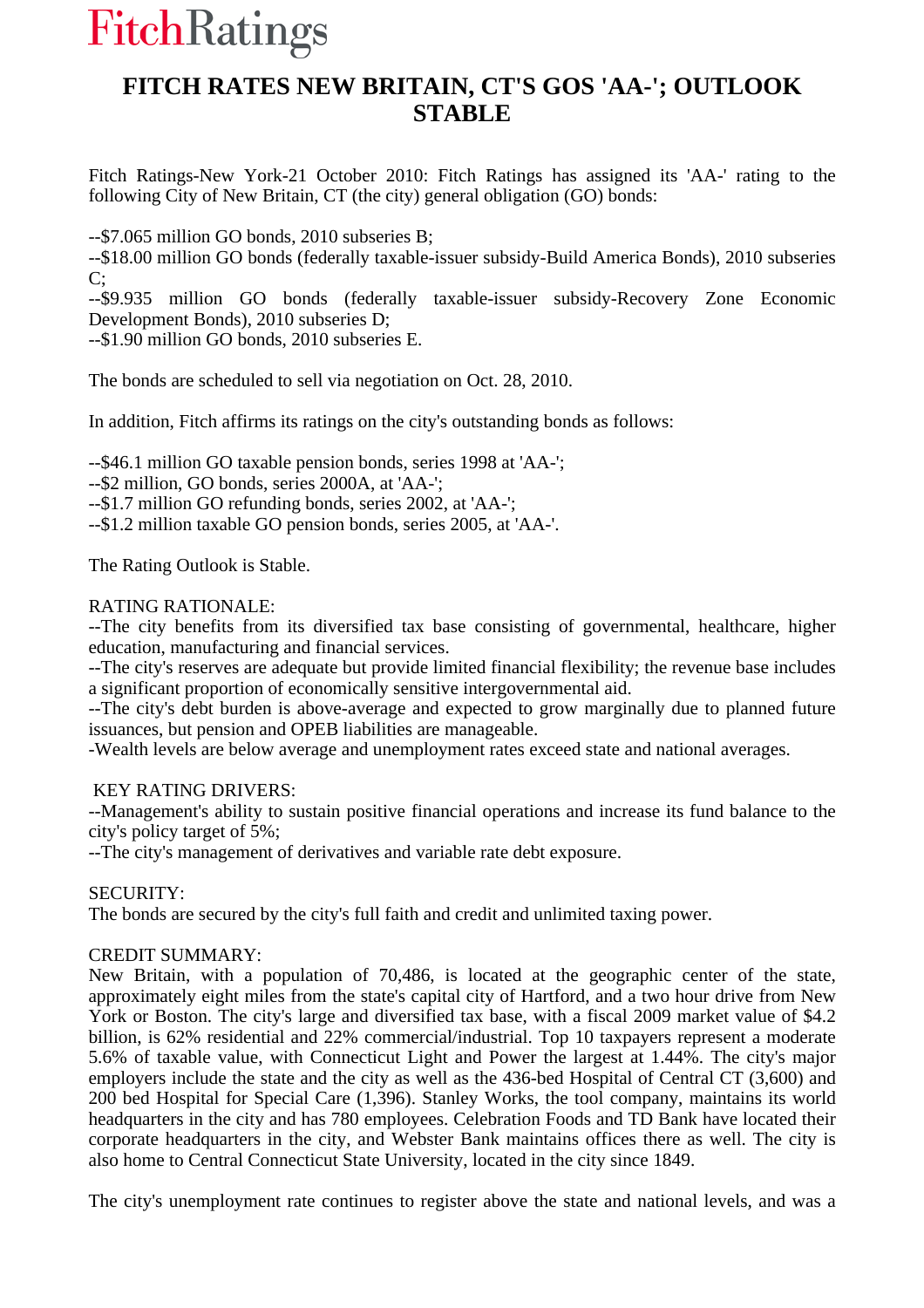FitchRatings

# FITCH RATES NEW BRITAIN, CT'S GOS 'AA-'; OUTLOOK STABLE

Fitch Ratings-New York-21 October 2010: Fitch Ratings has assigned its 'AA-' rating to the following City of New Britain, CT (the city) general obligation (GO) bonds:

--$7.065 million GO bonds, 2010 subseries B;
--$18.00 million GO bonds (federally taxable-issuer subsidy-Build America Bonds), 2010 subseries C;
--$9.935 million GO bonds (federally taxable-issuer subsidy-Recovery Zone Economic Development Bonds), 2010 subseries D;
--$1.90 million GO bonds, 2010 subseries E.

The bonds are scheduled to sell via negotiation on Oct. 28, 2010.

In addition, Fitch affirms its ratings on the city's outstanding bonds as follows:

--$46.1 million GO taxable pension bonds, series 1998 at 'AA-';
--$2 million, GO bonds, series 2000A, at 'AA-';
--$1.7 million GO refunding bonds, series 2002, at 'AA-';
--$1.2 million taxable GO pension bonds, series 2005, at 'AA-'.

The Rating Outlook is Stable.

RATING RATIONALE:
--The city benefits from its diversified tax base consisting of governmental, healthcare, higher education, manufacturing and financial services.
--The city's reserves are adequate but provide limited financial flexibility; the revenue base includes a significant proportion of economically sensitive intergovernmental aid.
--The city's debt burden is above-average and expected to grow marginally due to planned future issuances, but pension and OPEB liabilities are manageable.
-Wealth levels are below average and unemployment rates exceed state and national averages.

KEY RATING DRIVERS:
--Management's ability to sustain positive financial operations and increase its fund balance to the city's policy target of 5%;
--The city's management of derivatives and variable rate debt exposure.

SECURITY:
The bonds are secured by the city's full faith and credit and unlimited taxing power.

CREDIT SUMMARY:
New Britain, with a population of 70,486, is located at the geographic center of the state, approximately eight miles from the state's capital city of Hartford, and a two hour drive from New York or Boston. The city's large and diversified tax base, with a fiscal 2009 market value of $4.2 billion, is 62% residential and 22% commercial/industrial. Top 10 taxpayers represent a moderate 5.6% of taxable value, with Connecticut Light and Power the largest at 1.44%. The city's major employers include the state and the city as well as the 436-bed Hospital of Central CT (3,600) and 200 bed Hospital for Special Care (1,396). Stanley Works, the tool company, maintains its world headquarters in the city and has 780 employees. Celebration Foods and TD Bank have located their corporate headquarters in the city, and Webster Bank maintains offices there as well. The city is also home to Central Connecticut State University, located in the city since 1849.

The city's unemployment rate continues to register above the state and national levels, and was a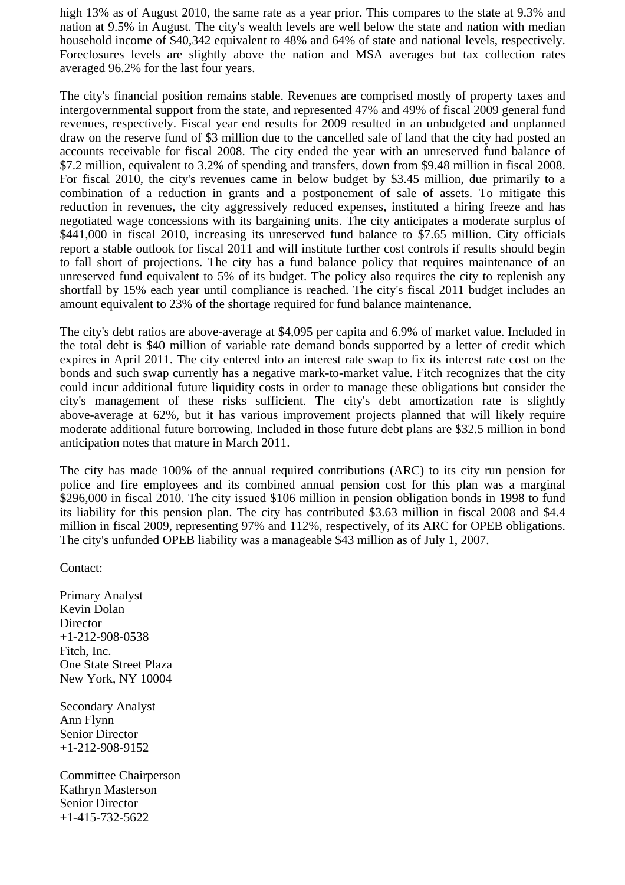high 13% as of August 2010, the same rate as a year prior. This compares to the state at 9.3% and nation at 9.5% in August. The city's wealth levels are well below the state and nation with median household income of $40,342 equivalent to 48% and 64% of state and national levels, respectively. Foreclosures levels are slightly above the nation and MSA averages but tax collection rates averaged 96.2% for the last four years.

The city's financial position remains stable. Revenues are comprised mostly of property taxes and intergovernmental support from the state, and represented 47% and 49% of fiscal 2009 general fund revenues, respectively. Fiscal year end results for 2009 resulted in an unbudgeted and unplanned draw on the reserve fund of $3 million due to the cancelled sale of land that the city had posted an accounts receivable for fiscal 2008. The city ended the year with an unreserved fund balance of $7.2 million, equivalent to 3.2% of spending and transfers, down from $9.48 million in fiscal 2008. For fiscal 2010, the city's revenues came in below budget by $3.45 million, due primarily to a combination of a reduction in grants and a postponement of sale of assets. To mitigate this reduction in revenues, the city aggressively reduced expenses, instituted a hiring freeze and has negotiated wage concessions with its bargaining units. The city anticipates a moderate surplus of $441,000 in fiscal 2010, increasing its unreserved fund balance to $7.65 million. City officials report a stable outlook for fiscal 2011 and will institute further cost controls if results should begin to fall short of projections. The city has a fund balance policy that requires maintenance of an unreserved fund equivalent to 5% of its budget. The policy also requires the city to replenish any shortfall by 15% each year until compliance is reached. The city's fiscal 2011 budget includes an amount equivalent to 23% of the shortage required for fund balance maintenance.

The city's debt ratios are above-average at $4,095 per capita and 6.9% of market value. Included in the total debt is $40 million of variable rate demand bonds supported by a letter of credit which expires in April 2011. The city entered into an interest rate swap to fix its interest rate cost on the bonds and such swap currently has a negative mark-to-market value. Fitch recognizes that the city could incur additional future liquidity costs in order to manage these obligations but consider the city's management of these risks sufficient. The city's debt amortization rate is slightly above-average at 62%, but it has various improvement projects planned that will likely require moderate additional future borrowing. Included in those future debt plans are $32.5 million in bond anticipation notes that mature in March 2011.

The city has made 100% of the annual required contributions (ARC) to its city run pension for police and fire employees and its combined annual pension cost for this plan was a marginal $296,000 in fiscal 2010. The city issued $106 million in pension obligation bonds in 1998 to fund its liability for this pension plan. The city has contributed $3.63 million in fiscal 2008 and $4.4 million in fiscal 2009, representing 97% and 112%, respectively, of its ARC for OPEB obligations. The city's unfunded OPEB liability was a manageable $43 million as of July 1, 2007.

Contact:

Primary Analyst
Kevin Dolan
Director
+1-212-908-0538
Fitch, Inc.
One State Street Plaza
New York, NY 10004

Secondary Analyst
Ann Flynn
Senior Director
+1-212-908-9152

Committee Chairperson
Kathryn Masterson
Senior Director
+1-415-732-5622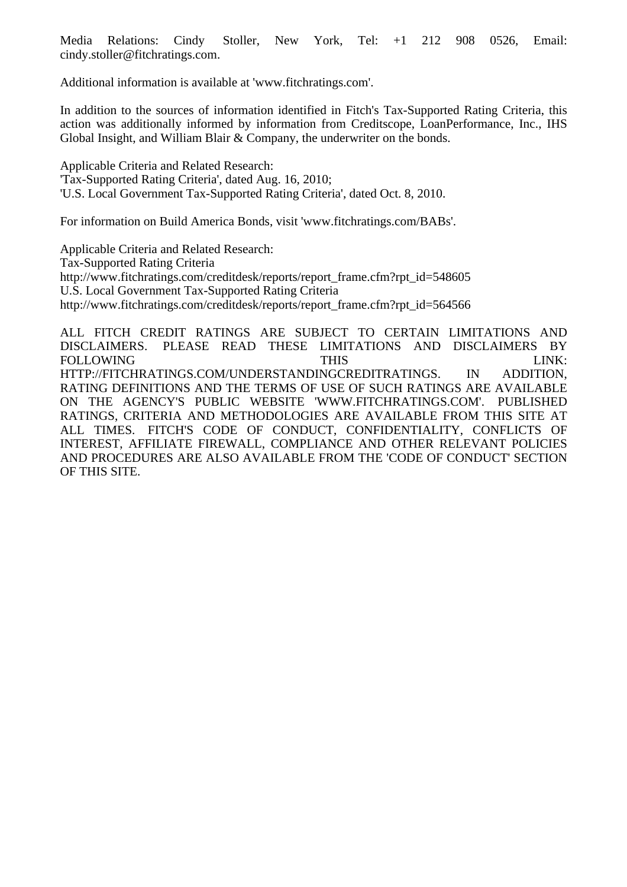Media Relations: Cindy Stoller, New York, Tel: +1 212 908 0526, Email: cindy.stoller@fitchratings.com.

Additional information is available at 'www.fitchratings.com'.

In addition to the sources of information identified in Fitch's Tax-Supported Rating Criteria, this action was additionally informed by information from Creditscope, LoanPerformance, Inc., IHS Global Insight, and William Blair & Company, the underwriter on the bonds.

Applicable Criteria and Related Research:
'Tax-Supported Rating Criteria', dated Aug. 16, 2010;
'U.S. Local Government Tax-Supported Rating Criteria', dated Oct. 8, 2010.

For information on Build America Bonds, visit 'www.fitchratings.com/BABs'.

Applicable Criteria and Related Research:
Tax-Supported Rating Criteria
http://www.fitchratings.com/creditdesk/reports/report_frame.cfm?rpt_id=548605
U.S. Local Government Tax-Supported Rating Criteria
http://www.fitchratings.com/creditdesk/reports/report_frame.cfm?rpt_id=564566

ALL FITCH CREDIT RATINGS ARE SUBJECT TO CERTAIN LIMITATIONS AND DISCLAIMERS. PLEASE READ THESE LIMITATIONS AND DISCLAIMERS BY FOLLOWING THIS LINK: HTTP://FITCHRATINGS.COM/UNDERSTANDINGCREDITRATINGS. IN ADDITION, RATING DEFINITIONS AND THE TERMS OF USE OF SUCH RATINGS ARE AVAILABLE ON THE AGENCY'S PUBLIC WEBSITE 'WWW.FITCHRATINGS.COM'. PUBLISHED RATINGS, CRITERIA AND METHODOLOGIES ARE AVAILABLE FROM THIS SITE AT ALL TIMES. FITCH'S CODE OF CONDUCT, CONFIDENTIALITY, CONFLICTS OF INTEREST, AFFILIATE FIREWALL, COMPLIANCE AND OTHER RELEVANT POLICIES AND PROCEDURES ARE ALSO AVAILABLE FROM THE 'CODE OF CONDUCT' SECTION OF THIS SITE.